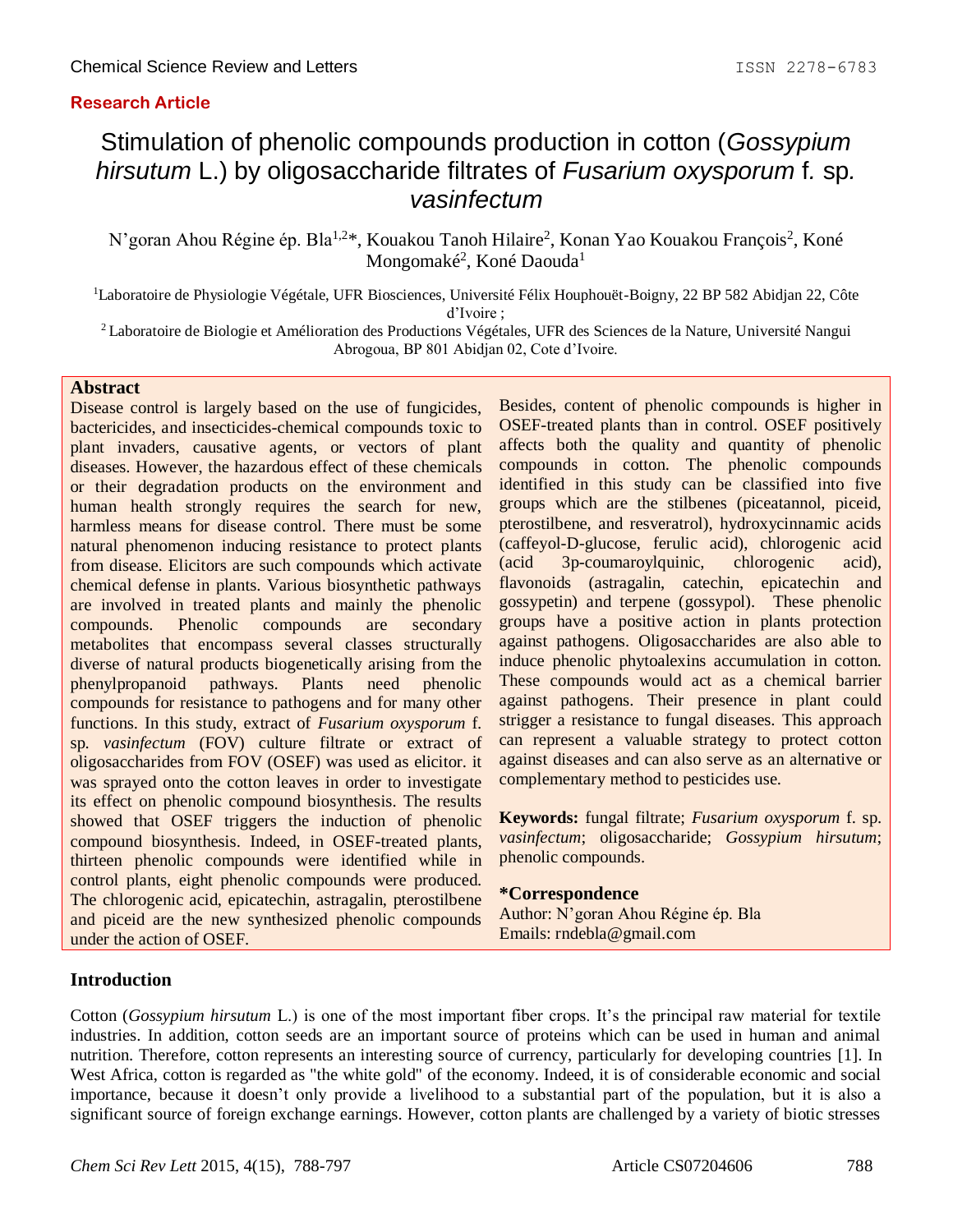Research Article

# Stimulation of phenolic compounds production in cotton (*Gossypium hirsutum* L.) by oligosaccharide filtrates of *Fusarium oxysporum* f. sp. *vasinfectum*

N'goran Ahou Régine ép. Bla[1,2]*, Kouakou Tanoh Hilaire[2], Konan Yao Kouakou François[2], Koné Mongomaké[2], Koné Daouda[1]

[1]Laboratoire de Physiologie Végétale, UFR Biosciences, Université Félix Houphouët-Boigny, 22 BP 582 Abidjan 22, Côte d'Ivoire ;

[2] Laboratoire de Biologie et Amélioration des Productions Végétales, UFR des Sciences de la Nature, Université Nangui Abrogoua, BP 801 Abidjan 02, Cote d'Ivoire.

## Abstract

Disease control is largely based on the use of fungicides, bactericides, and insecticides-chemical compounds toxic to plant invaders, causative agents, or vectors of plant diseases. However, the hazardous effect of these chemicals or their degradation products on the environment and human health strongly requires the search for new, harmless means for disease control. There must be some natural phenomenon inducing resistance to protect plants from disease. Elicitors are such compounds which activate chemical defense in plants. Various biosynthetic pathways are involved in treated plants and mainly the phenolic compounds. Phenolic compounds are secondary metabolites that encompass several classes structurally diverse of natural products biogenetically arising from the phenylpropanoid pathways. Plants need phenolic compounds for resistance to pathogens and for many other functions. In this study, extract of *Fusarium oxysporum* f. sp. *vasinfectum* (FOV) culture filtrate or extract of oligosaccharides from FOV (OSEF) was used as elicitor. it was sprayed onto the cotton leaves in order to investigate its effect on phenolic compound biosynthesis. The results showed that OSEF triggers the induction of phenolic compound biosynthesis. Indeed, in OSEF-treated plants, thirteen phenolic compounds were identified while in control plants, eight phenolic compounds were produced. The chlorogenic acid, epicatechin, astragalin, pterostilbene and piceid are the new synthesized phenolic compounds under the action of OSEF. Besides, content of phenolic compounds is higher in OSEF-treated plants than in control. OSEF positively affects both the quality and quantity of phenolic compounds in cotton. The phenolic compounds identified in this study can be classified into five groups which are the stilbenes (piceatannol, piceid, pterostilbene, and resveratrol), hydroxycinnamic acids (caffeyol-D-glucose, ferulic acid), chlorogenic acid (acid 3p-coumaroylquinic, chlorogenic acid), flavonoids (astragalin, catechin, epicatechin and gossypetin) and terpene (gossypol). These phenolic groups have a positive action in plants protection against pathogens. Oligosaccharides are also able to induce phenolic phytoalexins accumulation in cotton. These compounds would act as a chemical barrier against pathogens. Their presence in plant could strigger a resistance to fungal diseases. This approach can represent a valuable strategy to protect cotton against diseases and can also serve as an alternative or complementary method to pesticides use.

**Keywords:** fungal filtrate; *Fusarium oxysporum* f. sp. *vasinfectum*; oligosaccharide; *Gossypium hirsutum*; phenolic compounds.

**\*Correspondence**
Author: N'goran Ahou Régine ép. Bla
Emails: rndebla@gmail.com

## Introduction

Cotton (*Gossypium hirsutum* L.) is one of the most important fiber crops. It's the principal raw material for textile industries. In addition, cotton seeds are an important source of proteins which can be used in human and animal nutrition. Therefore, cotton represents an interesting source of currency, particularly for developing countries [1]. In West Africa, cotton is regarded as "the white gold" of the economy. Indeed, it is of considerable economic and social importance, because it doesn't only provide a livelihood to a substantial part of the population, but it is also a significant source of foreign exchange earnings. However, cotton plants are challenged by a variety of biotic stresses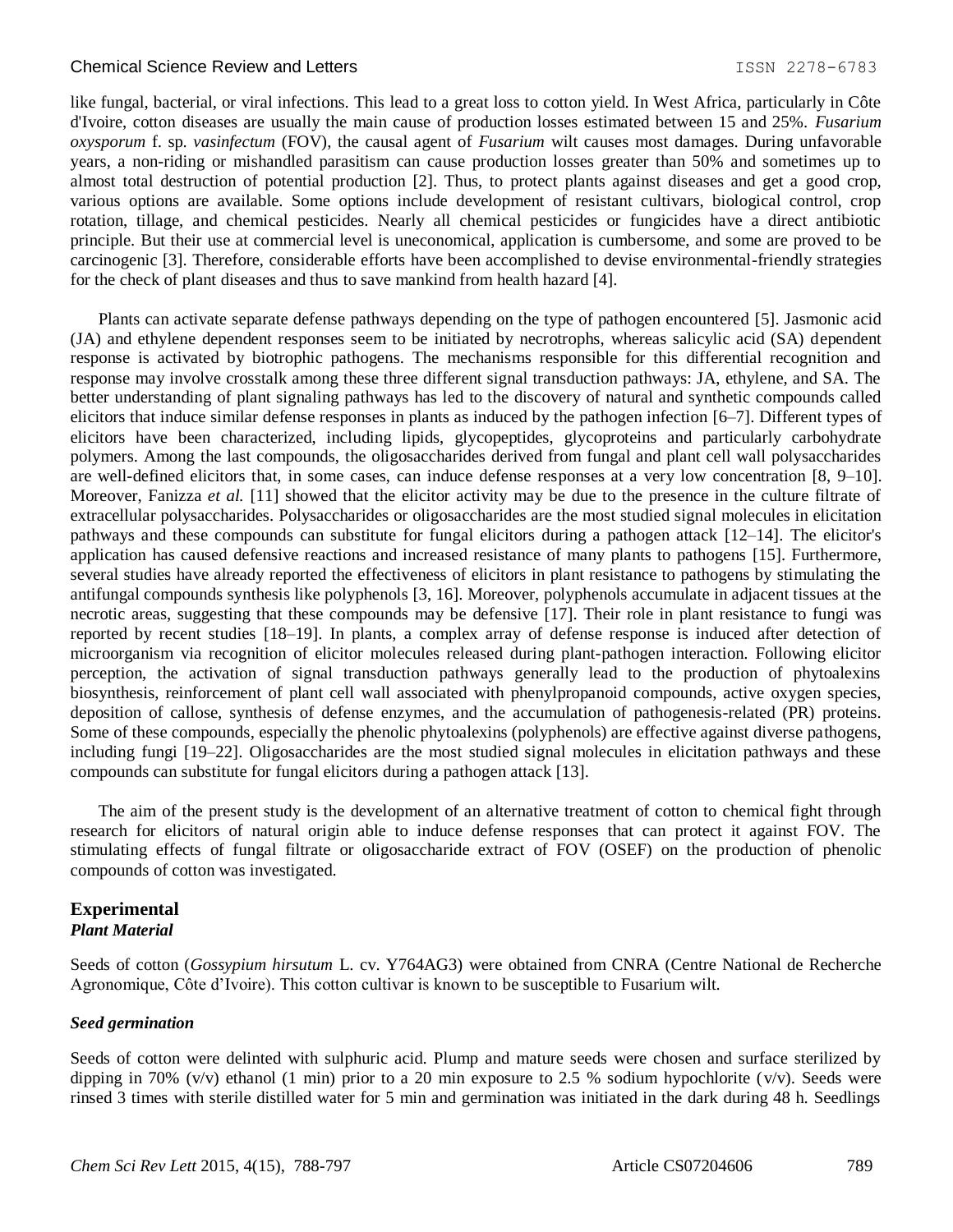like fungal, bacterial, or viral infections. This lead to a great loss to cotton yield. In West Africa, particularly in Côte d'Ivoire, cotton diseases are usually the main cause of production losses estimated between 15 and 25%. *Fusarium oxysporum* f. sp. *vasinfectum* (FOV), the causal agent of *Fusarium* wilt causes most damages. During unfavorable years, a non-riding or mishandled parasitism can cause production losses greater than 50% and sometimes up to almost total destruction of potential production [2]. Thus, to protect plants against diseases and get a good crop, various options are available. Some options include development of resistant cultivars, biological control, crop rotation, tillage, and chemical pesticides. Nearly all chemical pesticides or fungicides have a direct antibiotic principle. But their use at commercial level is uneconomical, application is cumbersome, and some are proved to be carcinogenic [3]. Therefore, considerable efforts have been accomplished to devise environmental-friendly strategies for the check of plant diseases and thus to save mankind from health hazard [4].

Plants can activate separate defense pathways depending on the type of pathogen encountered [5]. Jasmonic acid (JA) and ethylene dependent responses seem to be initiated by necrotrophs, whereas salicylic acid (SA) dependent response is activated by biotrophic pathogens. The mechanisms responsible for this differential recognition and response may involve crosstalk among these three different signal transduction pathways: JA, ethylene, and SA. The better understanding of plant signaling pathways has led to the discovery of natural and synthetic compounds called elicitors that induce similar defense responses in plants as induced by the pathogen infection [6–7]. Different types of elicitors have been characterized, including lipids, glycopeptides, glycoproteins and particularly carbohydrate polymers. Among the last compounds, the oligosaccharides derived from fungal and plant cell wall polysaccharides are well-defined elicitors that, in some cases, can induce defense responses at a very low concentration [8, 9–10]. Moreover, Fanizza *et al.* [11] showed that the elicitor activity may be due to the presence in the culture filtrate of extracellular polysaccharides. Polysaccharides or oligosaccharides are the most studied signal molecules in elicitation pathways and these compounds can substitute for fungal elicitors during a pathogen attack [12–14]. The elicitor's application has caused defensive reactions and increased resistance of many plants to pathogens [15]. Furthermore, several studies have already reported the effectiveness of elicitors in plant resistance to pathogens by stimulating the antifungal compounds synthesis like polyphenols [3, 16]. Moreover, polyphenols accumulate in adjacent tissues at the necrotic areas, suggesting that these compounds may be defensive [17]. Their role in plant resistance to fungi was reported by recent studies [18–19]. In plants, a complex array of defense response is induced after detection of microorganism via recognition of elicitor molecules released during plant-pathogen interaction. Following elicitor perception, the activation of signal transduction pathways generally lead to the production of phytoalexins biosynthesis, reinforcement of plant cell wall associated with phenylpropanoid compounds, active oxygen species, deposition of callose, synthesis of defense enzymes, and the accumulation of pathogenesis-related (PR) proteins. Some of these compounds, especially the phenolic phytoalexins (polyphenols) are effective against diverse pathogens, including fungi [19–22]. Oligosaccharides are the most studied signal molecules in elicitation pathways and these compounds can substitute for fungal elicitors during a pathogen attack [13].

The aim of the present study is the development of an alternative treatment of cotton to chemical fight through research for elicitors of natural origin able to induce defense responses that can protect it against FOV. The stimulating effects of fungal filtrate or oligosaccharide extract of FOV (OSEF) on the production of phenolic compounds of cotton was investigated.

## Experimental

### *Plant Material*

Seeds of cotton (*Gossypium hirsutum* L. cv. Y764AG3) were obtained from CNRA (Centre National de Recherche Agronomique, Côte d'Ivoire). This cotton cultivar is known to be susceptible to Fusarium wilt.

### *Seed germination*

Seeds of cotton were delinted with sulphuric acid. Plump and mature seeds were chosen and surface sterilized by dipping in 70% (v/v) ethanol (1 min) prior to a 20 min exposure to 2.5 % sodium hypochlorite (v/v). Seeds were rinsed 3 times with sterile distilled water for 5 min and germination was initiated in the dark during 48 h. Seedlings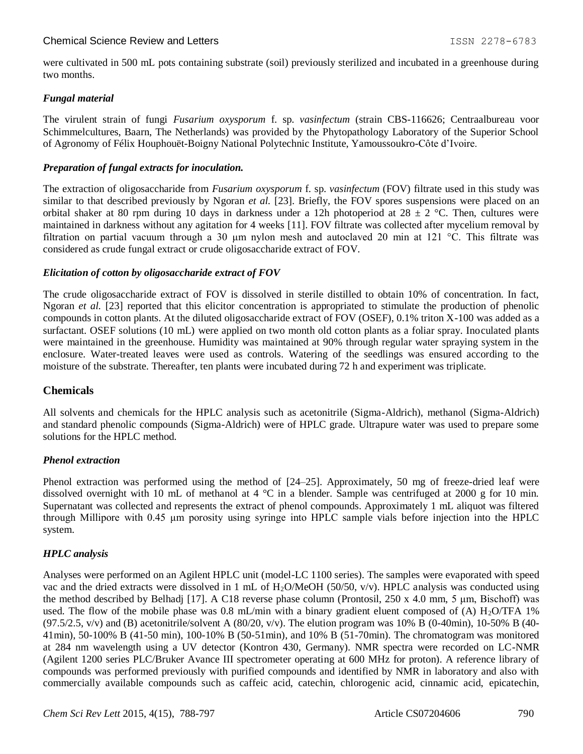were cultivated in 500 mL pots containing substrate (soil) previously sterilized and incubated in a greenhouse during two months.

### *Fungal material*

The virulent strain of fungi *Fusarium oxysporum* f. sp. *vasinfectum* (strain CBS-116626; Centraalbureau voor Schimmelcultures, Baarn, The Netherlands) was provided by the Phytopathology Laboratory of the Superior School of Agronomy of Félix Houphouët-Boigny National Polytechnic Institute, Yamoussoukro-Côte d'Ivoire.

### *Preparation of fungal extracts for inoculation.*

The extraction of oligosaccharide from *Fusarium oxysporum* f. sp. *vasinfectum* (FOV) filtrate used in this study was similar to that described previously by Ngoran *et al.* [23]. Briefly, the FOV spores suspensions were placed on an orbital shaker at 80 rpm during 10 days in darkness under a 12h photoperiod at 28 ± 2 °C. Then, cultures were maintained in darkness without any agitation for 4 weeks [11]. FOV filtrate was collected after mycelium removal by filtration on partial vacuum through a 30 μm nylon mesh and autoclaved 20 min at 121 °C. This filtrate was considered as crude fungal extract or crude oligosaccharide extract of FOV.

### *Elicitation of cotton by oligosaccharide extract of FOV*

The crude oligosaccharide extract of FOV is dissolved in sterile distilled to obtain 10% of concentration. In fact, Ngoran *et al.* [23] reported that this elicitor concentration is appropriated to stimulate the production of phenolic compounds in cotton plants. At the diluted oligosaccharide extract of FOV (OSEF), 0.1% triton X-100 was added as a surfactant. OSEF solutions (10 mL) were applied on two month old cotton plants as a foliar spray. Inoculated plants were maintained in the greenhouse. Humidity was maintained at 90% through regular water spraying system in the enclosure. Water-treated leaves were used as controls. Watering of the seedlings was ensured according to the moisture of the substrate. Thereafter, ten plants were incubated during 72 h and experiment was triplicate.

## Chemicals

All solvents and chemicals for the HPLC analysis such as acetonitrile (Sigma-Aldrich), methanol (Sigma-Aldrich) and standard phenolic compounds (Sigma-Aldrich) were of HPLC grade. Ultrapure water was used to prepare some solutions for the HPLC method.

### *Phenol extraction*

Phenol extraction was performed using the method of [24–25]. Approximately, 50 mg of freeze-dried leaf were dissolved overnight with 10 mL of methanol at 4 °C in a blender. Sample was centrifuged at 2000 g for 10 min. Supernatant was collected and represents the extract of phenol compounds. Approximately 1 mL aliquot was filtered through Millipore with 0.45 μm porosity using syringe into HPLC sample vials before injection into the HPLC system.

### *HPLC analysis*

Analyses were performed on an Agilent HPLC unit (model-LC 1100 series). The samples were evaporated with speed vac and the dried extracts were dissolved in 1 mL of $H_2O$/MeOH (50/50, v/v). HPLC analysis was conducted using the method described by Belhadj [17]. A C18 reverse phase column (Prontosil, 250 x 4.0 mm, 5 μm, Bischoff) was used. The flow of the mobile phase was 0.8 mL/min with a binary gradient eluent composed of (A) $H_2O$/TFA 1% (97.5/2.5, v/v) and (B) acetonitrile/solvent A (80/20, v/v). The elution program was 10% B (0-40min), 10-50% B (40-41min), 50-100% B (41-50 min), 100-10% B (50-51min), and 10% B (51-70min). The chromatogram was monitored at 284 nm wavelength using a UV detector (Kontron 430, Germany). NMR spectra were recorded on LC-NMR (Agilent 1200 series PLC/Bruker Avance III spectrometer operating at 600 MHz for proton). A reference library of compounds was performed previously with purified compounds and identified by NMR in laboratory and also with commercially available compounds such as caffeic acid, catechin, chlorogenic acid, cinnamic acid, epicatechin,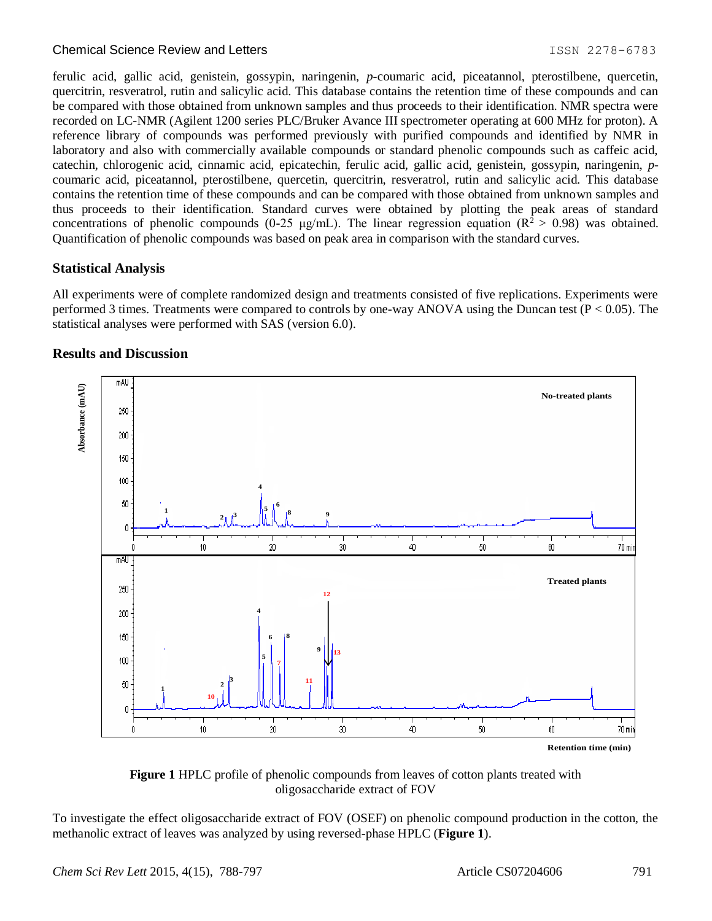ferulic acid, gallic acid, genistein, gossypin, naringenin, *p*-coumaric acid, piceatannol, pterostilbene, quercetin, quercitrin, resveratrol, rutin and salicylic acid. This database contains the retention time of these compounds and can be compared with those obtained from unknown samples and thus proceeds to their identification. NMR spectra were recorded on LC-NMR (Agilent 1200 series PLC/Bruker Avance III spectrometer operating at 600 MHz for proton). A reference library of compounds was performed previously with purified compounds and identified by NMR in laboratory and also with commercially available compounds or standard phenolic compounds such as caffeic acid, catechin, chlorogenic acid, cinnamic acid, epicatechin, ferulic acid, gallic acid, genistein, gossypin, naringenin, *p*-coumaric acid, piceatannol, pterostilbene, quercetin, quercitrin, resveratrol, rutin and salicylic acid. This database contains the retention time of these compounds and can be compared with those obtained from unknown samples and thus proceeds to their identification. Standard curves were obtained by plotting the peak areas of standard concentrations of phenolic compounds (0-25 µg/mL). The linear regression equation ($R^2 > 0.98$) was obtained. Quantification of phenolic compounds was based on peak area in comparison with the standard curves.

## Statistical Analysis

All experiments were of complete randomized design and treatments consisted of five replications. Experiments were performed 3 times. Treatments were compared to controls by one-way ANOVA using the Duncan test ($P < 0.05$). The statistical analyses were performed with SAS (version 6.0).

## Results and Discussion

**Figure 1** HPLC profile of phenolic compounds from leaves of cotton plants treated with oligosaccharide extract of FOV

To investigate the effect oligosaccharide extract of FOV (OSEF) on phenolic compound production in the cotton, the methanolic extract of leaves was analyzed by using reversed-phase HPLC (**Figure 1**).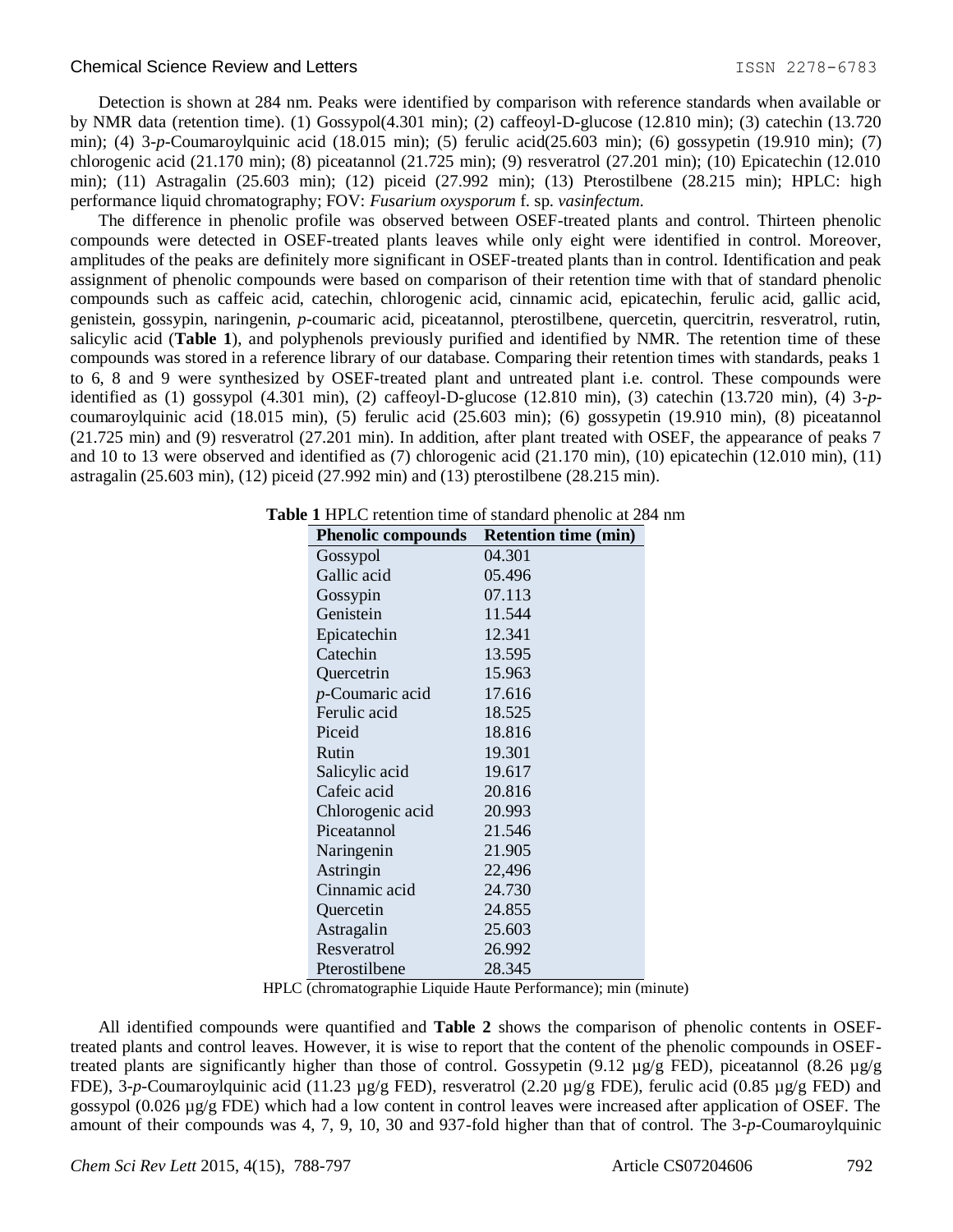Detection is shown at 284 nm. Peaks were identified by comparison with reference standards when available or by NMR data (retention time). (1) Gossypol(4.301 min); (2) caffeoyl-D-glucose (12.810 min); (3) catechin (13.720 min); (4) 3-*p*-Coumaroylquinic acid (18.015 min); (5) ferulic acid(25.603 min); (6) gossypetin (19.910 min); (7) chlorogenic acid (21.170 min); (8) piceatannol (21.725 min); (9) resveratrol (27.201 min); (10) Epicatechin (12.010 min); (11) Astragalin (25.603 min); (12) piceid (27.992 min); (13) Pterostilbene (28.215 min); HPLC: high performance liquid chromatography; FOV: *Fusarium oxysporum* f. sp. *vasinfectum*.

The difference in phenolic profile was observed between OSEF-treated plants and control. Thirteen phenolic compounds were detected in OSEF-treated plants leaves while only eight were identified in control. Moreover, amplitudes of the peaks are definitely more significant in OSEF-treated plants than in control. Identification and peak assignment of phenolic compounds were based on comparison of their retention time with that of standard phenolic compounds such as caffeic acid, catechin, chlorogenic acid, cinnamic acid, epicatechin, ferulic acid, gallic acid, genistein, gossypin, naringenin, *p*-coumaric acid, piceatannol, pterostilbene, quercetin, quercitrin, resveratrol, rutin, salicylic acid (**Table 1**), and polyphenols previously purified and identified by NMR. The retention time of these compounds was stored in a reference library of our database. Comparing their retention times with standards, peaks 1 to 6, 8 and 9 were synthesized by OSEF-treated plant and untreated plant i.e. control. These compounds were identified as (1) gossypol (4.301 min), (2) caffeoyl-D-glucose (12.810 min), (3) catechin (13.720 min), (4) 3-*p*-coumaroylquinic acid (18.015 min), (5) ferulic acid (25.603 min); (6) gossypetin (19.910 min), (8) piceatannol (21.725 min) and (9) resveratrol (27.201 min). In addition, after plant treated with OSEF, the appearance of peaks 7 and 10 to 13 were observed and identified as (7) chlorogenic acid (21.170 min), (10) epicatechin (12.010 min), (11) astragalin (25.603 min), (12) piceid (27.992 min) and (13) pterostilbene (28.215 min).

**Table 1** HPLC retention time of standard phenolic at 284 nm

| Phenolic compounds | Retention time (min) |
|---|---|
| Gossypol | 04.301 |
| Gallic acid | 05.496 |
| Gossypin | 07.113 |
| Genistein | 11.544 |
| Epicatechin | 12.341 |
| Catechin | 13.595 |
| Quercetrin | 15.963 |
| *p*-Coumaric acid | 17.616 |
| Ferulic acid | 18.525 |
| Piceid | 18.816 |
| Rutin | 19.301 |
| Salicylic acid | 19.617 |
| Cafeic acid | 20.816 |
| Chlorogenic acid | 20.993 |
| Piceatannol | 21.546 |
| Naringenin | 21.905 |
| Astringin | 22,496 |
| Cinnamic acid | 24.730 |
| Quercetin | 24.855 |
| Astragalin | 25.603 |
| Resveratrol | 26.992 |
| Pterostilbene | 28.345 |

HPLC (chromatographie Liquide Haute Performance); min (minute)

All identified compounds were quantified and **Table 2** shows the comparison of phenolic contents in OSEF-treated plants and control leaves. However, it is wise to report that the content of the phenolic compounds in OSEF-treated plants are significantly higher than those of control. Gossypetin (9.12 µg/g FED), piceatannol (8.26 µg/g FDE), 3-*p*-Coumaroylquinic acid (11.23 µg/g FED), resveratrol (2.20 µg/g FDE), ferulic acid (0.85 µg/g FED) and gossypol (0.026 µg/g FDE) which had a low content in control leaves were increased after application of OSEF. The amount of their compounds was 4, 7, 9, 10, 30 and 937-fold higher than that of control. The 3-*p*-Coumaroylquinic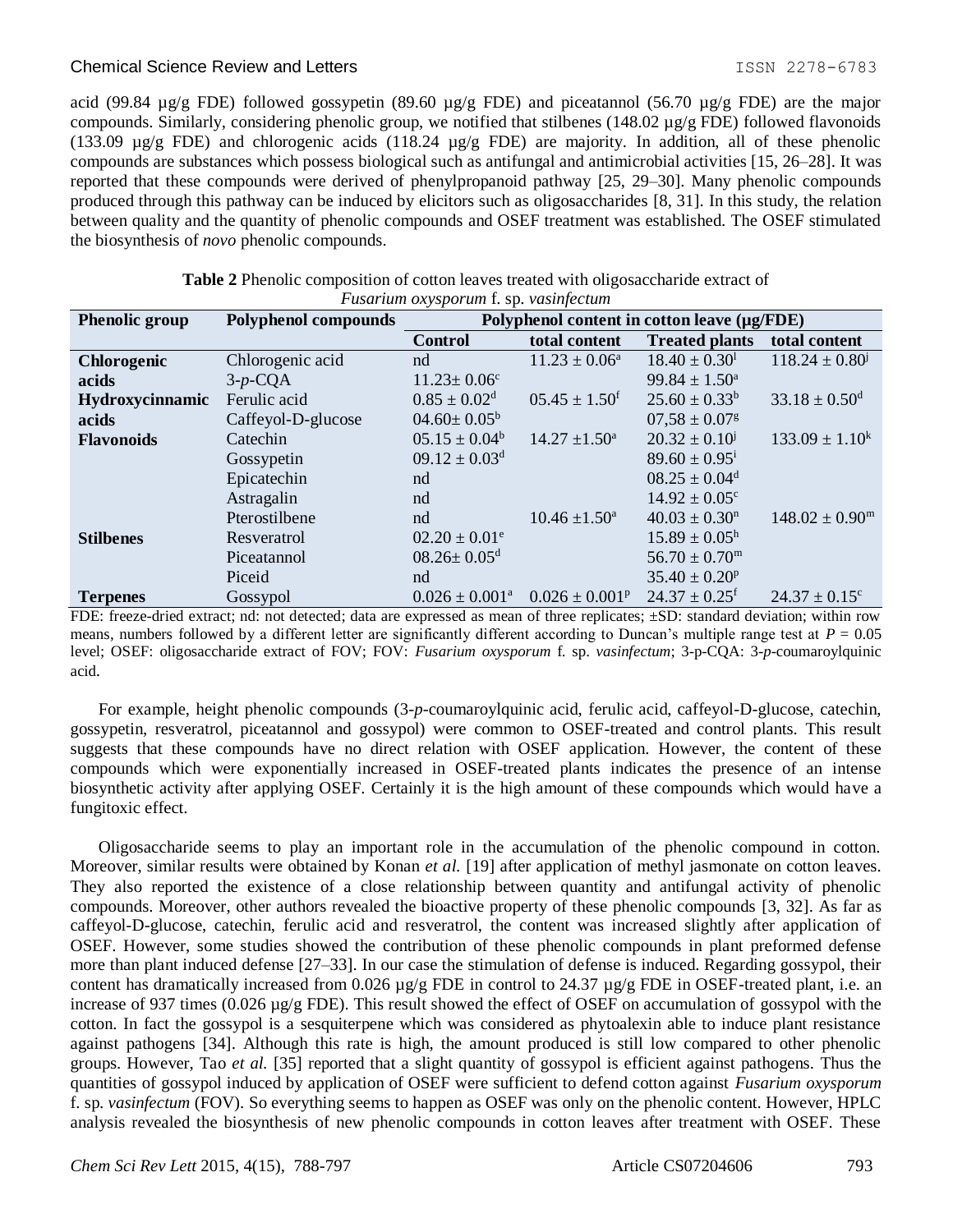acid (99.84 µg/g FDE) followed gossypetin (89.60 µg/g FDE) and piceatannol (56.70 µg/g FDE) are the major compounds. Similarly, considering phenolic group, we notified that stilbenes (148.02 µg/g FDE) followed flavonoids (133.09 µg/g FDE) and chlorogenic acids (118.24 µg/g FDE) are majority. In addition, all of these phenolic compounds are substances which possess biological such as antifungal and antimicrobial activities [15, 26–28]. It was reported that these compounds were derived of phenylpropanoid pathway [25, 29–30]. Many phenolic compounds produced through this pathway can be induced by elicitors such as oligosaccharides [8, 31]. In this study, the relation between quality and the quantity of phenolic compounds and OSEF treatment was established. The OSEF stimulated the biosynthesis of *novo* phenolic compounds.

**Table 2** Phenolic composition of cotton leaves treated with oligosaccharide extract of *Fusarium oxysporum* f. sp. *vasinfectum*

| Phenolic group | Polyphenol compounds | Polyphenol content in cotton leave (µg/FDE) | | | |
|---|---|---|---|---|---|
| | | **Control** | **total content** | **Treated plants** | **total content** |
| **Chlorogenic acids** | Chlorogenic acid | nd | $11.23 \pm 0.06^{a}$ | $18.40 \pm 0.30^{l}$ | $118.24 \pm 0.80^{j}$ |
| | 3-*p*-CQA | $11.23 \pm 0.06^{c}$ | | $99.84 \pm 1.50^{a}$ | |
| **Hydroxycinnamic acids** | Ferulic acid | $0.85 \pm 0.02^{d}$ | $05.45 \pm 1.50^{f}$ | $25.60 \pm 0.33^{b}$ | $33.18 \pm 0.50^{d}$ |
| | Caffeyol-D-glucose | $04.60 \pm 0.05^{b}$ | | $07{,}58 \pm 0.07^{g}$ | |
| **Flavonoids** | Catechin | $05.15 \pm 0.04^{b}$ | $14.27 \pm 1.50^{a}$ | $20.32 \pm 0.10^{j}$ | $133.09 \pm 1.10^{k}$ |
| | Gossypetin | $09.12 \pm 0.03^{d}$ | | $89.60 \pm 0.95^{i}$ | |
| | Epicatechin | nd | | $08.25 \pm 0.04^{d}$ | |
| | Astragalin | nd | | $14.92 \pm 0.05^{c}$ | |
| | Pterostilbene | nd | $10.46 \pm 1.50^{a}$ | $40.03 \pm 0.30^{n}$ | $148.02 \pm 0.90^{m}$ |
| **Stilbenes** | Resveratrol | $02.20 \pm 0.01^{e}$ | | $15.89 \pm 0.05^{h}$ | |
| | Piceatannol | $08.26 \pm 0.05^{d}$ | | $56.70 \pm 0.70^{m}$ | |
| | Piceid | nd | | $35.40 \pm 0.20^{p}$ | |
| **Terpenes** | Gossypol | $0.026 \pm 0.001^{a}$ | $0.026 \pm 0.001^{p}$ | $24.37 \pm 0.25^{f}$ | $24.37 \pm 0.15^{c}$ |

FDE: freeze-dried extract; nd: not detected; data are expressed as mean of three replicates; ±SD: standard deviation; within row means, numbers followed by a different letter are significantly different according to Duncan's multiple range test at $P = 0.05$ level; OSEF: oligosaccharide extract of FOV; FOV: *Fusarium oxysporum* f. sp. *vasinfectum*; 3-p-CQA: 3-*p*-coumaroylquinic acid.

For example, height phenolic compounds (3-*p*-coumaroylquinic acid, ferulic acid, caffeyol-D-glucose, catechin, gossypetin, resveratrol, piceatannol and gossypol) were common to OSEF-treated and control plants. This result suggests that these compounds have no direct relation with OSEF application. However, the content of these compounds which were exponentially increased in OSEF-treated plants indicates the presence of an intense biosynthetic activity after applying OSEF. Certainly it is the high amount of these compounds which would have a fungitoxic effect.

Oligosaccharide seems to play an important role in the accumulation of the phenolic compound in cotton. Moreover, similar results were obtained by Konan *et al.* [19] after application of methyl jasmonate on cotton leaves. They also reported the existence of a close relationship between quantity and antifungal activity of phenolic compounds. Moreover, other authors revealed the bioactive property of these phenolic compounds [3, 32]. As far as caffeyol-D-glucose, catechin, ferulic acid and resveratrol, the content was increased slightly after application of OSEF. However, some studies showed the contribution of these phenolic compounds in plant preformed defense more than plant induced defense [27–33]. In our case the stimulation of defense is induced. Regarding gossypol, their content has dramatically increased from 0.026 µg/g FDE in control to 24.37 µg/g FDE in OSEF-treated plant, i.e. an increase of 937 times (0.026 µg/g FDE). This result showed the effect of OSEF on accumulation of gossypol with the cotton. In fact the gossypol is a sesquiterpene which was considered as phytoalexin able to induce plant resistance against pathogens [34]. Although this rate is high, the amount produced is still low compared to other phenolic groups. However, Tao *et al.* [35] reported that a slight quantity of gossypol is efficient against pathogens. Thus the quantities of gossypol induced by application of OSEF were sufficient to defend cotton against *Fusarium oxysporum* f. sp. *vasinfectum* (FOV). So everything seems to happen as OSEF was only on the phenolic content. However, HPLC analysis revealed the biosynthesis of new phenolic compounds in cotton leaves after treatment with OSEF. These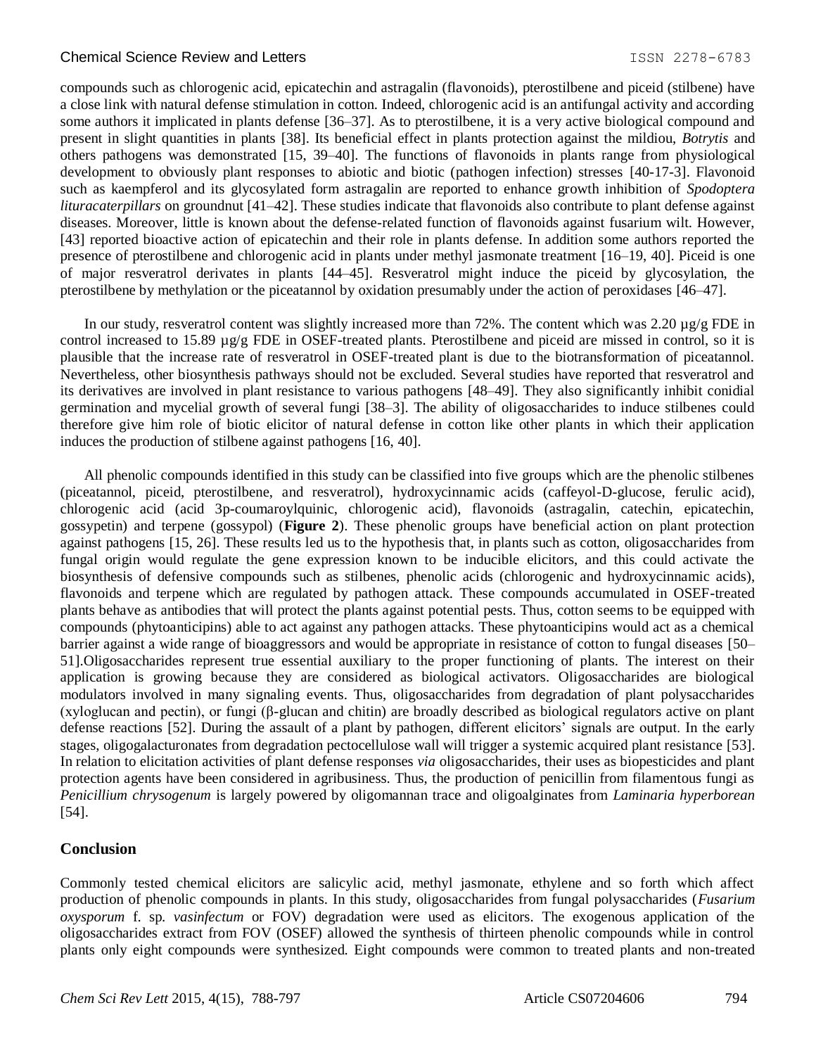compounds such as chlorogenic acid, epicatechin and astragalin (flavonoids), pterostilbene and piceid (stilbene) have a close link with natural defense stimulation in cotton. Indeed, chlorogenic acid is an antifungal activity and according some authors it implicated in plants defense [36–37]. As to pterostilbene, it is a very active biological compound and present in slight quantities in plants [38]. Its beneficial effect in plants protection against the mildiou, *Botrytis* and others pathogens was demonstrated [15, 39–40]. The functions of flavonoids in plants range from physiological development to obviously plant responses to abiotic and biotic (pathogen infection) stresses [40-17-3]. Flavonoid such as kaempferol and its glycosylated form astragalin are reported to enhance growth inhibition of *Spodoptera lituracaterpillars* on groundnut [41–42]. These studies indicate that flavonoids also contribute to plant defense against diseases. Moreover, little is known about the defense-related function of flavonoids against fusarium wilt. However, [43] reported bioactive action of epicatechin and their role in plants defense. In addition some authors reported the presence of pterostilbene and chlorogenic acid in plants under methyl jasmonate treatment [16–19, 40]. Piceid is one of major resveratrol derivates in plants [44–45]. Resveratrol might induce the piceid by glycosylation, the pterostilbene by methylation or the piceatannol by oxidation presumably under the action of peroxidases [46–47].

In our study, resveratrol content was slightly increased more than 72%. The content which was 2.20 µg/g FDE in control increased to 15.89 µg/g FDE in OSEF-treated plants. Pterostilbene and piceid are missed in control, so it is plausible that the increase rate of resveratrol in OSEF-treated plant is due to the biotransformation of piceatannol. Nevertheless, other biosynthesis pathways should not be excluded. Several studies have reported that resveratrol and its derivatives are involved in plant resistance to various pathogens [48–49]. They also significantly inhibit conidial germination and mycelial growth of several fungi [38–3]. The ability of oligosaccharides to induce stilbenes could therefore give him role of biotic elicitor of natural defense in cotton like other plants in which their application induces the production of stilbene against pathogens [16, 40].

All phenolic compounds identified in this study can be classified into five groups which are the phenolic stilbenes (piceatannol, piceid, pterostilbene, and resveratrol), hydroxycinnamic acids (caffeyol-D-glucose, ferulic acid), chlorogenic acid (acid 3p-coumaroylquinic, chlorogenic acid), flavonoids (astragalin, catechin, epicatechin, gossypetin) and terpene (gossypol) (**Figure 2**). These phenolic groups have beneficial action on plant protection against pathogens [15, 26]. These results led us to the hypothesis that, in plants such as cotton, oligosaccharides from fungal origin would regulate the gene expression known to be inducible elicitors, and this could activate the biosynthesis of defensive compounds such as stilbenes, phenolic acids (chlorogenic and hydroxycinnamic acids), flavonoids and terpene which are regulated by pathogen attack. These compounds accumulated in OSEF-treated plants behave as antibodies that will protect the plants against potential pests. Thus, cotton seems to be equipped with compounds (phytoanticipins) able to act against any pathogen attacks. These phytoanticipins would act as a chemical barrier against a wide range of bioaggressors and would be appropriate in resistance of cotton to fungal diseases [50–51].Oligosaccharides represent true essential auxiliary to the proper functioning of plants. The interest on their application is growing because they are considered as biological activators. Oligosaccharides are biological modulators involved in many signaling events. Thus, oligosaccharides from degradation of plant polysaccharides (xyloglucan and pectin), or fungi (β-glucan and chitin) are broadly described as biological regulators active on plant defense reactions [52]. During the assault of a plant by pathogen, different elicitors' signals are output. In the early stages, oligogalacturonates from degradation pectocellulose wall will trigger a systemic acquired plant resistance [53]. In relation to elicitation activities of plant defense responses *via* oligosaccharides, their uses as biopesticides and plant protection agents have been considered in agribusiness. Thus, the production of penicillin from filamentous fungi as *Penicillium chrysogenum* is largely powered by oligomannan trace and oligoalginates from *Laminaria hyperborean* [54].

## Conclusion

Commonly tested chemical elicitors are salicylic acid, methyl jasmonate, ethylene and so forth which affect production of phenolic compounds in plants. In this study, oligosaccharides from fungal polysaccharides (*Fusarium oxysporum* f. sp. *vasinfectum* or FOV) degradation were used as elicitors. The exogenous application of the oligosaccharides extract from FOV (OSEF) allowed the synthesis of thirteen phenolic compounds while in control plants only eight compounds were synthesized. Eight compounds were common to treated plants and non-treated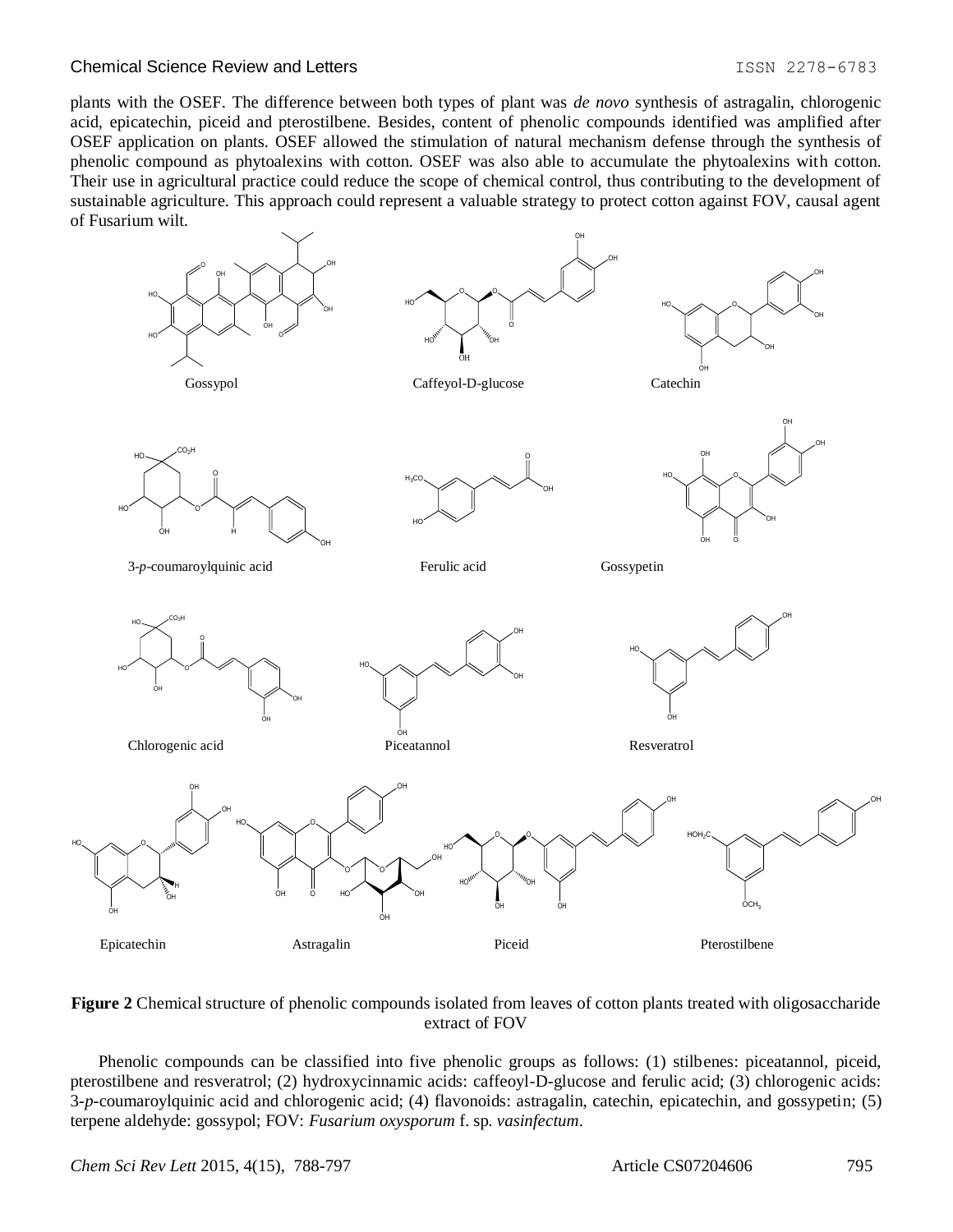plants with the OSEF. The difference between both types of plant was *de novo* synthesis of astragalin, chlorogenic acid, epicatechin, piceid and pterostilbene. Besides, content of phenolic compounds identified was amplified after OSEF application on plants. OSEF allowed the stimulation of natural mechanism defense through the synthesis of phenolic compound as phytoalexins with cotton. OSEF was also able to accumulate the phytoalexins with cotton. Their use in agricultural practice could reduce the scope of chemical control, thus contributing to the development of sustainable agriculture. This approach could represent a valuable strategy to protect cotton against FOV, causal agent of Fusarium wilt.

**Figure 2** Chemical structure of phenolic compounds isolated from leaves of cotton plants treated with oligosaccharide extract of FOV

Phenolic compounds can be classified into five phenolic groups as follows: (1) stilbenes: piceatannol, piceid, pterostilbene and resveratrol; (2) hydroxycinnamic acids: caffeyol-D-glucose and ferulic acid; (3) chlorogenic acids: 3-*p*-coumaroylquinic acid and chlorogenic acid; (4) flavonoids: astragalin, catechin, epicatechin, and gossypetin; (5) terpene aldehyde: gossypol; FOV: *Fusarium oxysporum* f. sp. *vasinfectum*.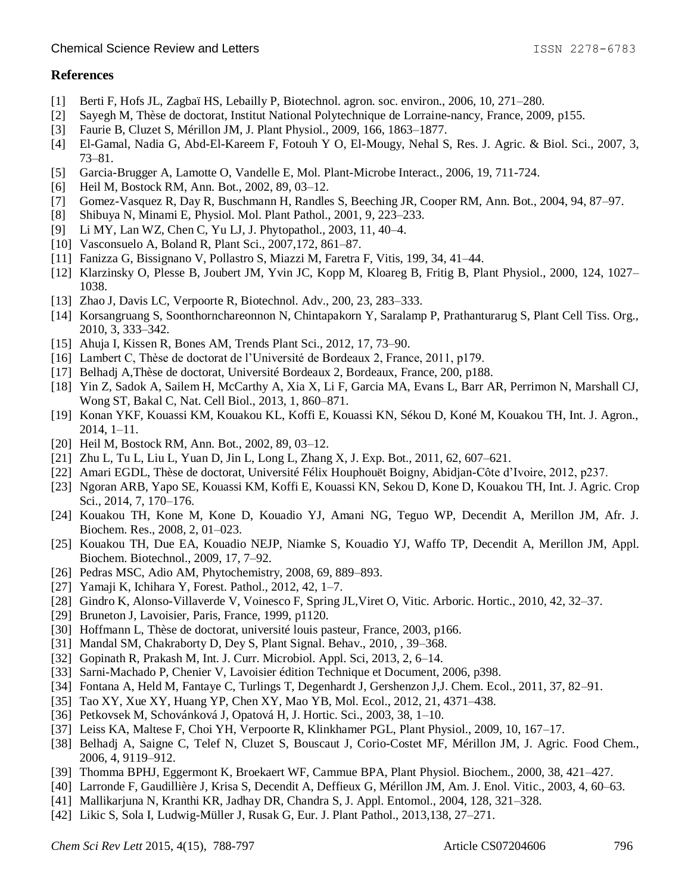## References

[1] Berti F, Hofs JL, Zagbaï HS, Lebailly P, Biotechnol. agron. soc. environ., 2006, 10, 271–280.
[2] Sayegh M, Thèse de doctorat, Institut National Polytechnique de Lorraine-nancy, France, 2009, p155.
[3] Faurie B, Cluzet S, Mérillon JM, J. Plant Physiol., 2009, 166, 1863–1877.
[4] El-Gamal, Nadia G, Abd-El-Kareem F, Fotouh Y O, El-Mougy, Nehal S, Res. J. Agric. & Biol. Sci., 2007, 3, 73–81.
[5] Garcia-Brugger A, Lamotte O, Vandelle E, Mol. Plant-Microbe Interact., 2006, 19, 711-724.
[6] Heil M, Bostock RM, Ann. Bot., 2002, 89, 03–12.
[7] Gomez-Vasquez R, Day R, Buschmann H, Randles S, Beeching JR, Cooper RM, Ann. Bot., 2004, 94, 87–97.
[8] Shibuya N, Minami E, Physiol. Mol. Plant Pathol., 2001, 9, 223–233.
[9] Li MY, Lan WZ, Chen C, Yu LJ, J. Phytopathol., 2003, 11, 40–4.
[10] Vasconsuelo A, Boland R, Plant Sci., 2007,172, 861–87.
[11] Fanizza G, Bissignano V, Pollastro S, Miazzi M, Faretra F, Vitis, 199, 34, 41–44.
[12] Klarzinsky O, Plesse B, Joubert JM, Yvin JC, Kopp M, Kloareg B, Fritig B, Plant Physiol., 2000, 124, 1027–1038.
[13] Zhao J, Davis LC, Verpoorte R, Biotechnol. Adv., 200, 23, 283–333.
[14] Korsangruang S, Soonthornchareonnon N, Chintapakorn Y, Saralamp P, Prathanturarug S, Plant Cell Tiss. Org., 2010, 3, 333–342.
[15] Ahuja I, Kissen R, Bones AM, Trends Plant Sci., 2012, 17, 73–90.
[16] Lambert C, Thèse de doctorat de l'Université de Bordeaux 2, France, 2011, p179.
[17] Belhadj A,Thèse de doctorat, Université Bordeaux 2, Bordeaux, France, 200, p188.
[18] Yin Z, Sadok A, Sailem H, McCarthy A, Xia X, Li F, Garcia MA, Evans L, Barr AR, Perrimon N, Marshall CJ, Wong ST, Bakal C, Nat. Cell Biol., 2013, 1, 860–871.
[19] Konan YKF, Kouassi KM, Kouakou KL, Koffi E, Kouassi KN, Sékou D, Koné M, Kouakou TH, Int. J. Agron., 2014, 1–11.
[20] Heil M, Bostock RM, Ann. Bot., 2002, 89, 03–12.
[21] Zhu L, Tu L, Liu L, Yuan D, Jin L, Long L, Zhang X, J. Exp. Bot., 2011, 62, 607–621.
[22] Amari EGDL, Thèse de doctorat, Université Félix Houphouët Boigny, Abidjan-Côte d'Ivoire, 2012, p237.
[23] Ngoran ARB, Yapo SE, Kouassi KM, Koffi E, Kouassi KN, Sekou D, Kone D, Kouakou TH, Int. J. Agric. Crop Sci., 2014, 7, 170–176.
[24] Kouakou TH, Kone M, Kone D, Kouadio YJ, Amani NG, Teguo WP, Decendit A, Merillon JM, Afr. J. Biochem. Res., 2008, 2, 01–023.
[25] Kouakou TH, Due EA, Kouadio NEJP, Niamke S, Kouadio YJ, Waffo TP, Decendit A, Merillon JM, Appl. Biochem. Biotechnol., 2009, 17, 7–92.
[26] Pedras MSC, Adio AM, Phytochemistry, 2008, 69, 889–893.
[27] Yamaji K, Ichihara Y, Forest. Pathol., 2012, 42, 1–7.
[28] Gindro K, Alonso-Villaverde V, Voinesco F, Spring JL,Viret O, Vitic. Arboric. Hortic., 2010, 42, 32–37.
[29] Bruneton J, Lavoisier, Paris, France, 1999, p1120.
[30] Hoffmann L, Thèse de doctorat, université louis pasteur, France, 2003, p166.
[31] Mandal SM, Chakraborty D, Dey S, Plant Signal. Behav., 2010, , 39–368.
[32] Gopinath R, Prakash M, Int. J. Curr. Microbiol. Appl. Sci, 2013, 2, 6–14.
[33] Sarni-Machado P, Chenier V, Lavoisier édition Technique et Document, 2006, p398.
[34] Fontana A, Held M, Fantaye C, Turlings T, Degenhardt J, Gershenzon J,J. Chem. Ecol., 2011, 37, 82–91.
[35] Tao XY, Xue XY, Huang YP, Chen XY, Mao YB, Mol. Ecol., 2012, 21, 4371–438.
[36] Petkovsek M, Schovánková J, Opatová H, J. Hortic. Sci., 2003, 38, 1–10.
[37] Leiss KA, Maltese F, Choi YH, Verpoorte R, Klinkhamer PGL, Plant Physiol., 2009, 10, 167–17.
[38] Belhadj A, Saigne C, Telef N, Cluzet S, Bouscaut J, Corio-Costet MF, Mérillon JM, J. Agric. Food Chem., 2006, 4, 9119–912.
[39] Thomma BPHJ, Eggermont K, Broekaert WF, Cammue BPA, Plant Physiol. Biochem., 2000, 38, 421–427.
[40] Larronde F, Gaudillière J, Krisa S, Decendit A, Deffieux G, Mérillon JM, Am. J. Enol. Vitic., 2003, 4, 60–63.
[41] Mallikarjuna N, Kranthi KR, Jadhay DR, Chandra S, J. Appl. Entomol., 2004, 128, 321–328.
[42] Likic S, Sola I, Ludwig-Müller J, Rusak G, Eur. J. Plant Pathol., 2013,138, 27–271.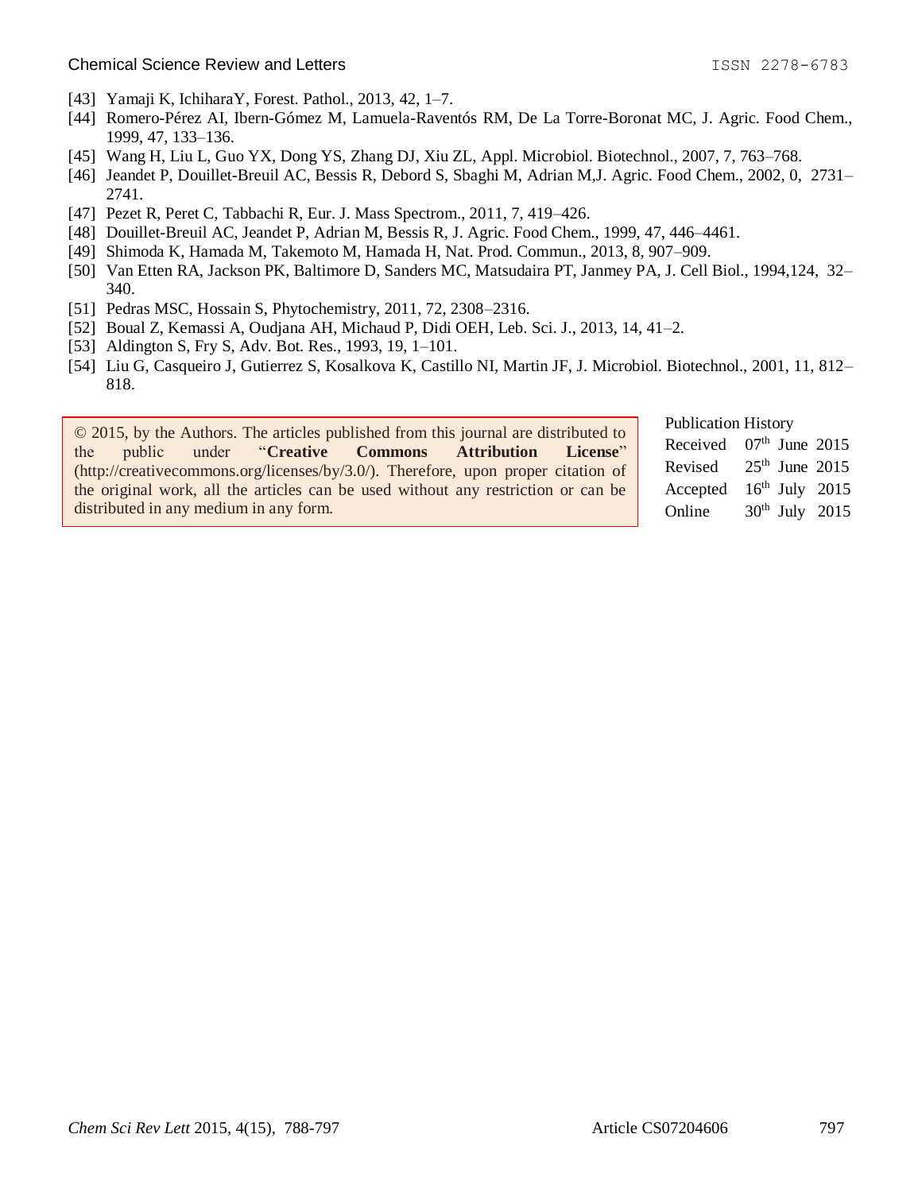[43] Yamaji K, IchiharaY, Forest. Pathol., 2013, 42, 1–7.

[44] Romero-Pérez AI, Ibern-Gómez M, Lamuela-Raventós RM, De La Torre-Boronat MC, J. Agric. Food Chem., 1999, 47, 133–136.

[45] Wang H, Liu L, Guo YX, Dong YS, Zhang DJ, Xiu ZL, Appl. Microbiol. Biotechnol., 2007, 7, 763–768.

[46] Jeandet P, Douillet-Breuil AC, Bessis R, Debord S, Sbaghi M, Adrian M,J. Agric. Food Chem., 2002, 0, 2731–2741.

[47] Pezet R, Peret C, Tabbachi R, Eur. J. Mass Spectrom., 2011, 7, 419–426.

[48] Douillet-Breuil AC, Jeandet P, Adrian M, Bessis R, J. Agric. Food Chem., 1999, 47, 446–4461.

[49] Shimoda K, Hamada M, Takemoto M, Hamada H, Nat. Prod. Commun., 2013, 8, 907–909.

[50] Van Etten RA, Jackson PK, Baltimore D, Sanders MC, Matsudaira PT, Janmey PA, J. Cell Biol., 1994,124, 32–340.

[51] Pedras MSC, Hossain S, Phytochemistry, 2011, 72, 2308–2316.

[52] Boual Z, Kemassi A, Oudjana AH, Michaud P, Didi OEH, Leb. Sci. J., 2013, 14, 41–2.

[53] Aldington S, Fry S, Adv. Bot. Res., 1993, 19, 1–101.

[54] Liu G, Casqueiro J, Gutierrez S, Kosalkova K, Castillo NI, Martin JF, J. Microbiol. Biotechnol., 2001, 11, 812–818.

© 2015, by the Authors. The articles published from this journal are distributed to the public under "**Creative Commons Attribution License**" (http://creativecommons.org/licenses/by/3.0/). Therefore, upon proper citation of the original work, all the articles can be used without any restriction or can be distributed in any medium in any form.

Publication History

| | |
|---|---|
| Received | $07^{th}$ June 2015 |
| Revised | $25^{th}$ June 2015 |
| Accepted | $16^{th}$ July 2015 |
| Online | $30^{th}$ July 2015 |